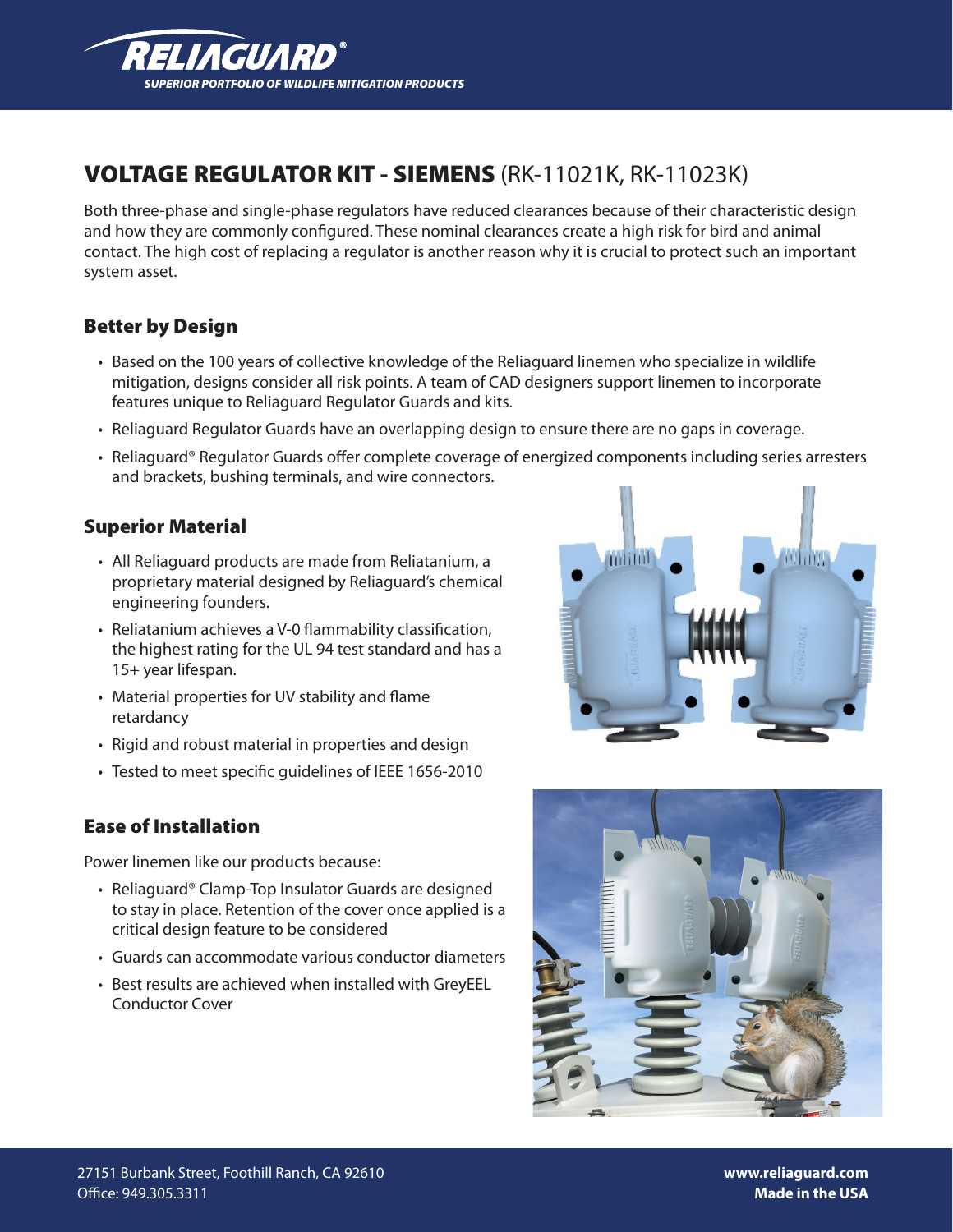**RELIAGUARD®**

*SUPERIOR PORTFOLIO OF WILDLIFE MITIGATION PRODUCTS*

# VOLTAGE REGULATOR KIT - SIEMENS (RK-11021K, RK-11023K)

Both three-phase and single-phase regulators have reduced clearances because of their characteristic design and how they are commonly configured. These nominal clearances create a high risk for bird and animal contact. The high cost of replacing a regulator is another reason why it is crucial to protect such an important system asset.

## Better by Design

- Based on the 100 years of collective knowledge of the Reliaguard linemen who specialize in wildlife mitigation, designs consider all risk points. A team of CAD designers support linemen to incorporate features unique to Reliaguard Regulator Guards and kits.
- Reliaguard Regulator Guards have an overlapping design to ensure there are no gaps in coverage.
- Reliaguard® Regulator Guards offer complete coverage of energized components including series arresters and brackets, bushing terminals, and wire connectors.

## Superior Material

- All Reliaguard products are made from Reliatanium, a proprietary material designed by Reliaguard's chemical engineering founders.
- Reliatanium achieves a V-0 flammability classification, the highest rating for the UL 94 test standard and has a 15+ year lifespan.
- Material properties for UV stability and flame retardancy
- Rigid and robust material in properties and design
- Tested to meet specific guidelines of IEEE 1656-2010

## Ease of Installation

Power linemen like our products because:

- Reliaguard® Clamp-Top Insulator Guards are designed to stay in place. Retention of the cover once applied is a critical design feature to be considered
- Guards can accommodate various conductor diameters
- Best results are achieved when installed with GreyEEL Conductor Cover

27151 Burbank Street, Foothill Ranch, CA 92610
Office: 949.305.3311

**www.reliaguard.com**
**Made in the USA**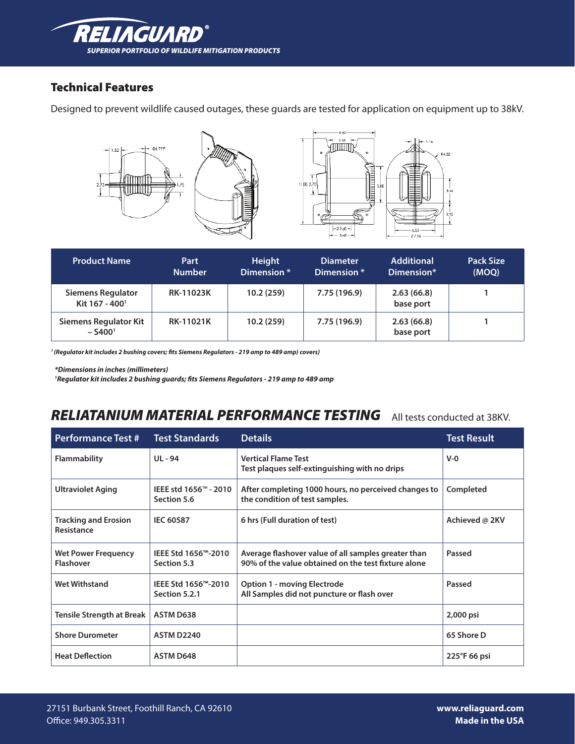## Technical Features

Designed to prevent wildlife caused outages, these guards are tested for application on equipment up to 38kV.

1.52
.06 TYP
2.73
1.75
8.60
2.51
11.88
2.70
5.00
Ø 2.60
3.48
1.16
R4.02
3.46
2.12
5.53
Ø 7.96

| Product Name | Part Number | Height Dimension * | Diameter Dimension * | Additional Dimension* | Pack Size (MOQ) |
|---|---|---|---|---|---|
| Siemens Regulator Kit 167 - 400[1] | RK-11023K | 10.2 (259) | 7.75 (196.9) | 2.63 (66.8) base port | 1 |
| Siemens Regulator Kit – S400[1] | RK-11021K | 10.2 (259) | 7.75 (196.9) | 2.63 (66.8) base port | 1 |

*[1] (Regulator kit includes 2 bushing covers; fits Siemens Regulators - 219 amp to 489 amp) covers)*

***Dimensions in inches (millimeters)***
***[1]Regulator kit includes 2 bushing guards; fits Siemens Regulators - 219 amp to 489 amp***

## *RELIATANIUM MATERIAL PERFORMANCE TESTING* All tests conducted at 38KV.

| Performance Test # | Test Standards | Details | Test Result |
|---|---|---|---|
| Flammability | UL - 94 | Vertical Flame Test<br>Test plaques self-extinguishing with no drips | V-0 |
| Ultraviolet Aging | IEEE std 1656™ - 2010 Section 5.6 | After completing 1000 hours, no perceived changes to the condition of test samples. | Completed |
| Tracking and Erosion Resistance | IEC 60587 | 6 hrs (Full duration of test) | Achieved @ 2KV |
| Wet Power Frequency Flashover | IEEE Std 1656™-2010 Section 5.3 | Average flashover value of all samples greater than 90% of the value obtained on the test fixture alone | Passed |
| Wet Withstand | IEEE Std 1656™-2010 Section 5.2.1 | Option 1 - moving Electrode<br>All Samples did not puncture or flash over | Passed |
| Tensile Strength at Break | ASTM D638 | | 2,000 psi |
| Shore Durometer | ASTM D2240 | | 65 Shore D |
| Heat Deflection | ASTM D648 | | 225°F 66 psi |

27151 Burbank Street, Foothill Ranch, CA 92610
Office: 949.305.3311

**www.reliaguard.com**
**Made in the USA**